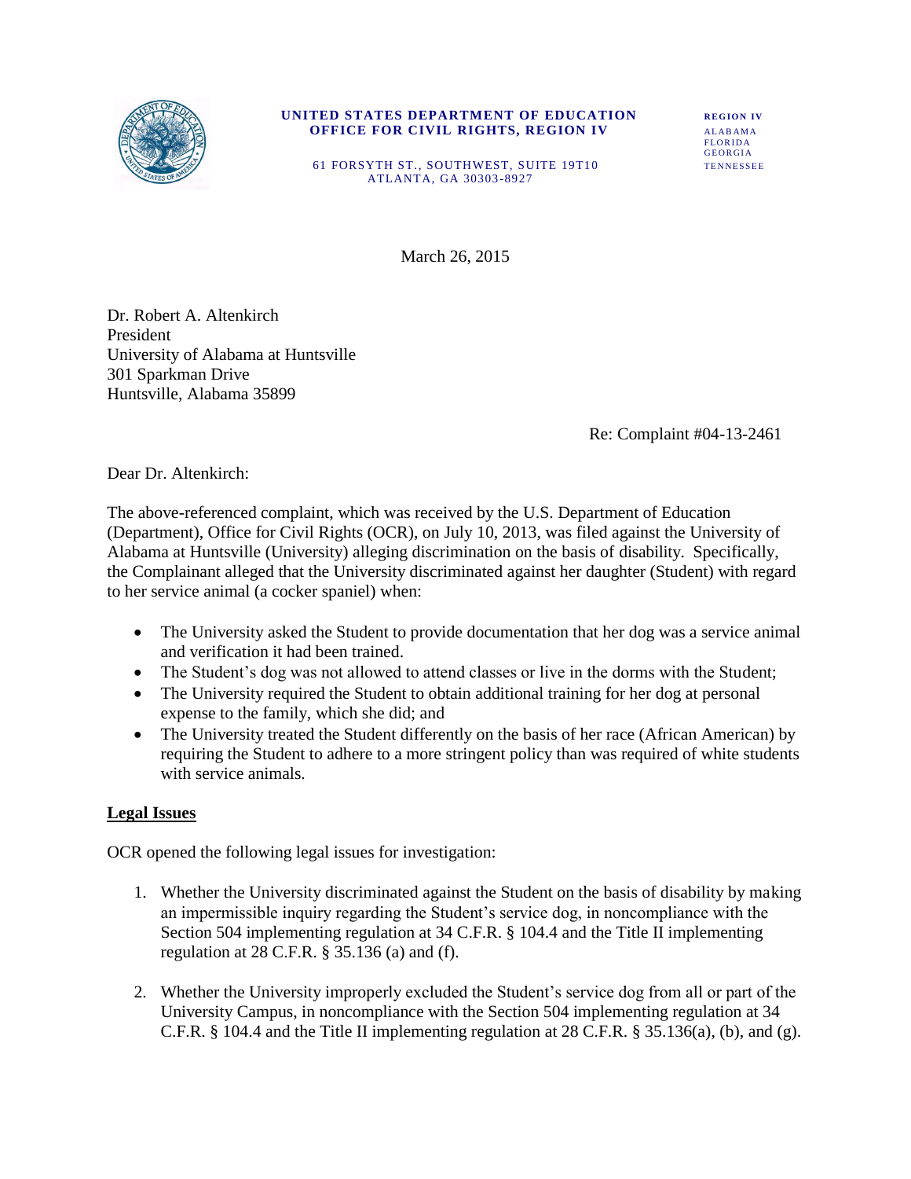UNITED STATES DEPARTMENT OF EDUCATION
OFFICE FOR CIVIL RIGHTS, REGION IV

61 FORSYTH ST., SOUTHWEST, SUITE 19T10
ATLANTA, GA 30303-8927

REGION IV
ALABAMA
FLORIDA
GEORGIA
TENNESSEE

March 26, 2015

Dr. Robert A. Altenkirch
President
University of Alabama at Huntsville
301 Sparkman Drive
Huntsville, Alabama 35899

Re: Complaint #04-13-2461

Dear Dr. Altenkirch:

The above-referenced complaint, which was received by the U.S. Department of Education (Department), Office for Civil Rights (OCR), on July 10, 2013, was filed against the University of Alabama at Huntsville (University) alleging discrimination on the basis of disability. Specifically, the Complainant alleged that the University discriminated against her daughter (Student) with regard to her service animal (a cocker spaniel) when:

- The University asked the Student to provide documentation that her dog was a service animal and verification it had been trained.
- The Student's dog was not allowed to attend classes or live in the dorms with the Student;
- The University required the Student to obtain additional training for her dog at personal expense to the family, which she did; and
- The University treated the Student differently on the basis of her race (African American) by requiring the Student to adhere to a more stringent policy than was required of white students with service animals.

## Legal Issues

OCR opened the following legal issues for investigation:

1. Whether the University discriminated against the Student on the basis of disability by making an impermissible inquiry regarding the Student's service dog, in noncompliance with the Section 504 implementing regulation at 34 C.F.R. § 104.4 and the Title II implementing regulation at 28 C.F.R. § 35.136 (a) and (f).

2. Whether the University improperly excluded the Student's service dog from all or part of the University Campus, in noncompliance with the Section 504 implementing regulation at 34 C.F.R. § 104.4 and the Title II implementing regulation at 28 C.F.R. § 35.136(a), (b), and (g).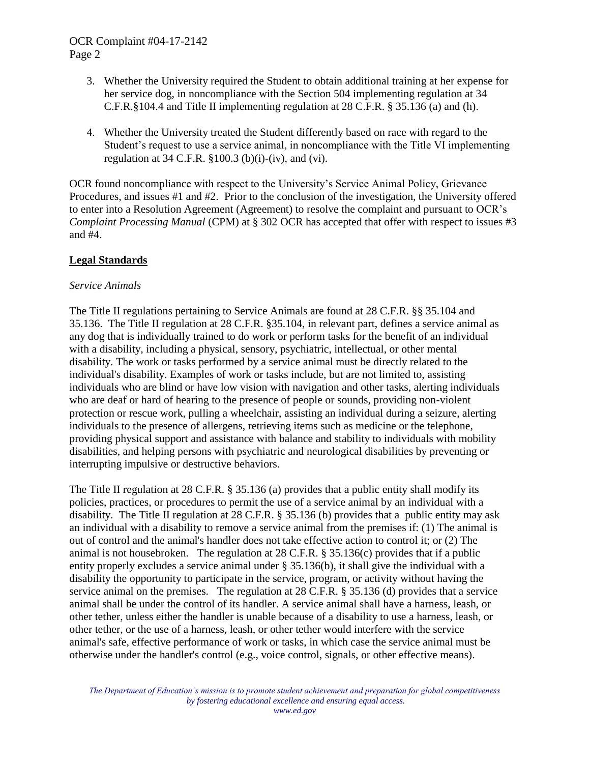3. Whether the University required the Student to obtain additional training at her expense for her service dog, in noncompliance with the Section 504 implementing regulation at 34 C.F.R.§104.4 and Title II implementing regulation at 28 C.F.R. § 35.136 (a) and (h).

4. Whether the University treated the Student differently based on race with regard to the Student's request to use a service animal, in noncompliance with the Title VI implementing regulation at 34 C.F.R. §100.3 (b)(i)-(iv), and (vi).

OCR found noncompliance with respect to the University's Service Animal Policy, Grievance Procedures, and issues #1 and #2. Prior to the conclusion of the investigation, the University offered to enter into a Resolution Agreement (Agreement) to resolve the complaint and pursuant to OCR's *Complaint Processing Manual* (CPM) at § 302 OCR has accepted that offer with respect to issues #3 and #4.

## Legal Standards

*Service Animals*

The Title II regulations pertaining to Service Animals are found at 28 C.F.R. §§ 35.104 and 35.136. The Title II regulation at 28 C.F.R. §35.104, in relevant part, defines a service animal as any dog that is individually trained to do work or perform tasks for the benefit of an individual with a disability, including a physical, sensory, psychiatric, intellectual, or other mental disability. The work or tasks performed by a service animal must be directly related to the individual's disability. Examples of work or tasks include, but are not limited to, assisting individuals who are blind or have low vision with navigation and other tasks, alerting individuals who are deaf or hard of hearing to the presence of people or sounds, providing non-violent protection or rescue work, pulling a wheelchair, assisting an individual during a seizure, alerting individuals to the presence of allergens, retrieving items such as medicine or the telephone, providing physical support and assistance with balance and stability to individuals with mobility disabilities, and helping persons with psychiatric and neurological disabilities by preventing or interrupting impulsive or destructive behaviors.

The Title II regulation at 28 C.F.R. § 35.136 (a) provides that a public entity shall modify its policies, practices, or procedures to permit the use of a service animal by an individual with a disability. The Title II regulation at 28 C.F.R. § 35.136 (b) provides that a public entity may ask an individual with a disability to remove a service animal from the premises if: (1) The animal is out of control and the animal's handler does not take effective action to control it; or (2) The animal is not housebroken. The regulation at 28 C.F.R. § 35.136(c) provides that if a public entity properly excludes a service animal under § 35.136(b), it shall give the individual with a disability the opportunity to participate in the service, program, or activity without having the service animal on the premises. The regulation at 28 C.F.R. § 35.136 (d) provides that a service animal shall be under the control of its handler. A service animal shall have a harness, leash, or other tether, unless either the handler is unable because of a disability to use a harness, leash, or other tether, or the use of a harness, leash, or other tether would interfere with the service animal's safe, effective performance of work or tasks, in which case the service animal must be otherwise under the handler's control (e.g., voice control, signals, or other effective means).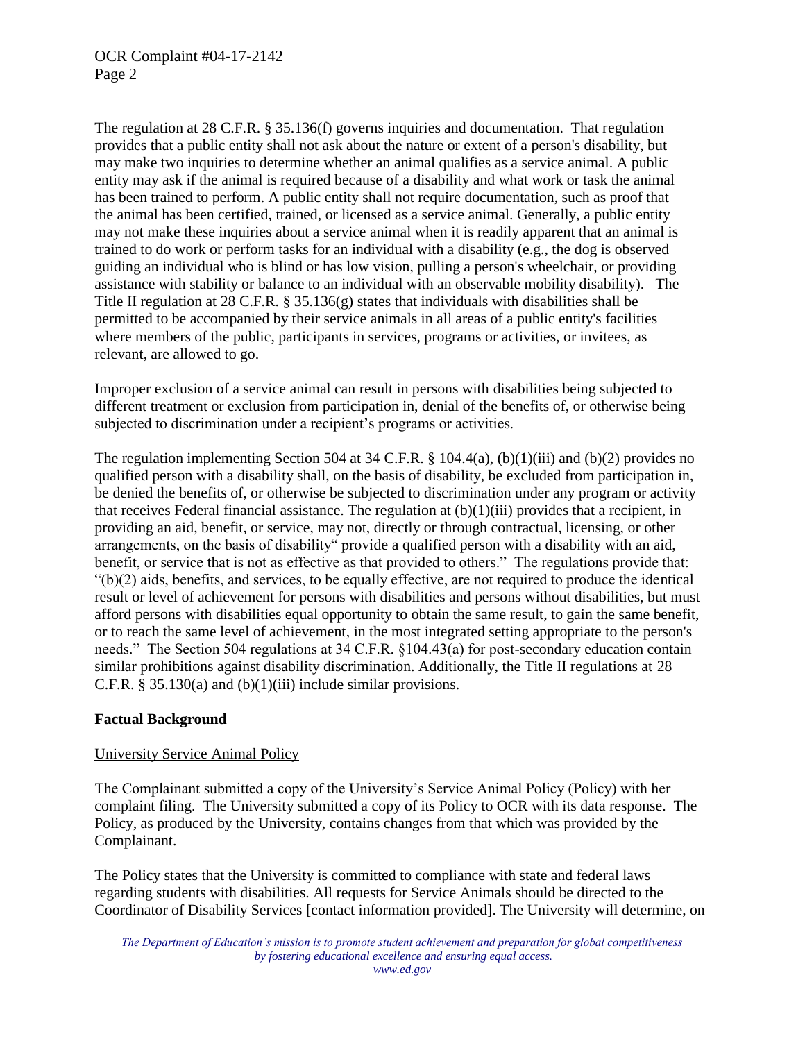The regulation at 28 C.F.R. § 35.136(f) governs inquiries and documentation. That regulation provides that a public entity shall not ask about the nature or extent of a person's disability, but may make two inquiries to determine whether an animal qualifies as a service animal. A public entity may ask if the animal is required because of a disability and what work or task the animal has been trained to perform. A public entity shall not require documentation, such as proof that the animal has been certified, trained, or licensed as a service animal. Generally, a public entity may not make these inquiries about a service animal when it is readily apparent that an animal is trained to do work or perform tasks for an individual with a disability (e.g., the dog is observed guiding an individual who is blind or has low vision, pulling a person's wheelchair, or providing assistance with stability or balance to an individual with an observable mobility disability). The Title II regulation at 28 C.F.R. § 35.136(g) states that individuals with disabilities shall be permitted to be accompanied by their service animals in all areas of a public entity's facilities where members of the public, participants in services, programs or activities, or invitees, as relevant, are allowed to go.

Improper exclusion of a service animal can result in persons with disabilities being subjected to different treatment or exclusion from participation in, denial of the benefits of, or otherwise being subjected to discrimination under a recipient's programs or activities.

The regulation implementing Section 504 at 34 C.F.R. § 104.4(a), (b)(1)(iii) and (b)(2) provides no qualified person with a disability shall, on the basis of disability, be excluded from participation in, be denied the benefits of, or otherwise be subjected to discrimination under any program or activity that receives Federal financial assistance. The regulation at (b)(1)(iii) provides that a recipient, in providing an aid, benefit, or service, may not, directly or through contractual, licensing, or other arrangements, on the basis of disability" provide a qualified person with a disability with an aid, benefit, or service that is not as effective as that provided to others." The regulations provide that: "(b)(2) aids, benefits, and services, to be equally effective, are not required to produce the identical result or level of achievement for persons with disabilities and persons without disabilities, but must afford persons with disabilities equal opportunity to obtain the same result, to gain the same benefit, or to reach the same level of achievement, in the most integrated setting appropriate to the person's needs." The Section 504 regulations at 34 C.F.R. §104.43(a) for post-secondary education contain similar prohibitions against disability discrimination. Additionally, the Title II regulations at 28 C.F.R. § 35.130(a) and (b)(1)(iii) include similar provisions.

**Factual Background**

University Service Animal Policy

The Complainant submitted a copy of the University's Service Animal Policy (Policy) with her complaint filing. The University submitted a copy of its Policy to OCR with its data response. The Policy, as produced by the University, contains changes from that which was provided by the Complainant.

The Policy states that the University is committed to compliance with state and federal laws regarding students with disabilities. All requests for Service Animals should be directed to the Coordinator of Disability Services [contact information provided]. The University will determine, on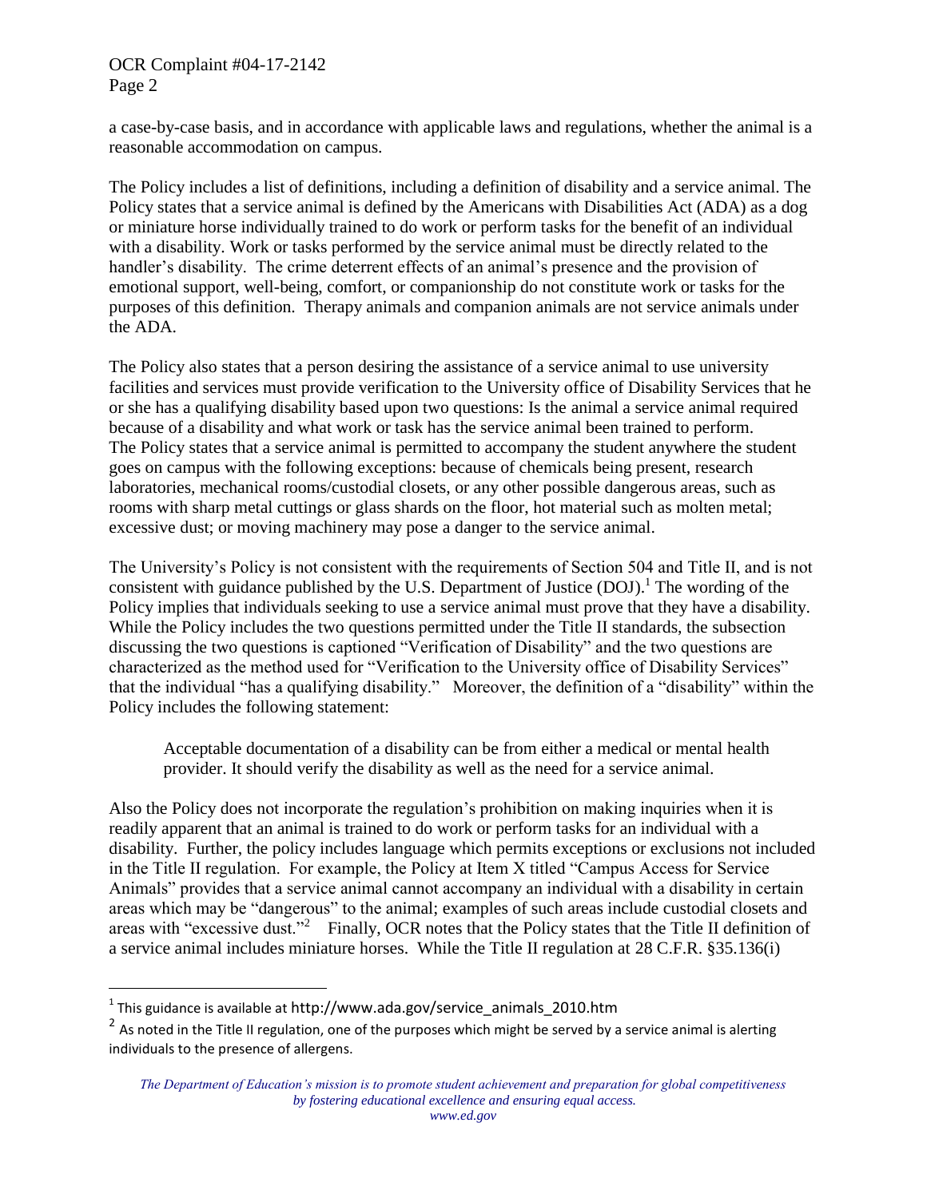a case-by-case basis, and in accordance with applicable laws and regulations, whether the animal is a reasonable accommodation on campus.

The Policy includes a list of definitions, including a definition of disability and a service animal. The Policy states that a service animal is defined by the Americans with Disabilities Act (ADA) as a dog or miniature horse individually trained to do work or perform tasks for the benefit of an individual with a disability. Work or tasks performed by the service animal must be directly related to the handler's disability. The crime deterrent effects of an animal's presence and the provision of emotional support, well-being, comfort, or companionship do not constitute work or tasks for the purposes of this definition. Therapy animals and companion animals are not service animals under the ADA.

The Policy also states that a person desiring the assistance of a service animal to use university facilities and services must provide verification to the University office of Disability Services that he or she has a qualifying disability based upon two questions: Is the animal a service animal required because of a disability and what work or task has the service animal been trained to perform. The Policy states that a service animal is permitted to accompany the student anywhere the student goes on campus with the following exceptions: because of chemicals being present, research laboratories, mechanical rooms/custodial closets, or any other possible dangerous areas, such as rooms with sharp metal cuttings or glass shards on the floor, hot material such as molten metal; excessive dust; or moving machinery may pose a danger to the service animal.

The University's Policy is not consistent with the requirements of Section 504 and Title II, and is not consistent with guidance published by the U.S. Department of Justice (DOJ).[1] The wording of the Policy implies that individuals seeking to use a service animal must prove that they have a disability. While the Policy includes the two questions permitted under the Title II standards, the subsection discussing the two questions is captioned "Verification of Disability" and the two questions are characterized as the method used for "Verification to the University office of Disability Services" that the individual "has a qualifying disability." Moreover, the definition of a "disability" within the Policy includes the following statement:

> Acceptable documentation of a disability can be from either a medical or mental health provider. It should verify the disability as well as the need for a service animal.

Also the Policy does not incorporate the regulation's prohibition on making inquiries when it is readily apparent that an animal is trained to do work or perform tasks for an individual with a disability. Further, the policy includes language which permits exceptions or exclusions not included in the Title II regulation. For example, the Policy at Item X titled "Campus Access for Service Animals" provides that a service animal cannot accompany an individual with a disability in certain areas which may be "dangerous" to the animal; examples of such areas include custodial closets and areas with "excessive dust."[2] Finally, OCR notes that the Policy states that the Title II definition of a service animal includes miniature horses. While the Title II regulation at 28 C.F.R. §35.136(i)

---

[1] This guidance is available at http://www.ada.gov/service_animals_2010.htm

[2] As noted in the Title II regulation, one of the purposes which might be served by a service animal is alerting individuals to the presence of allergens.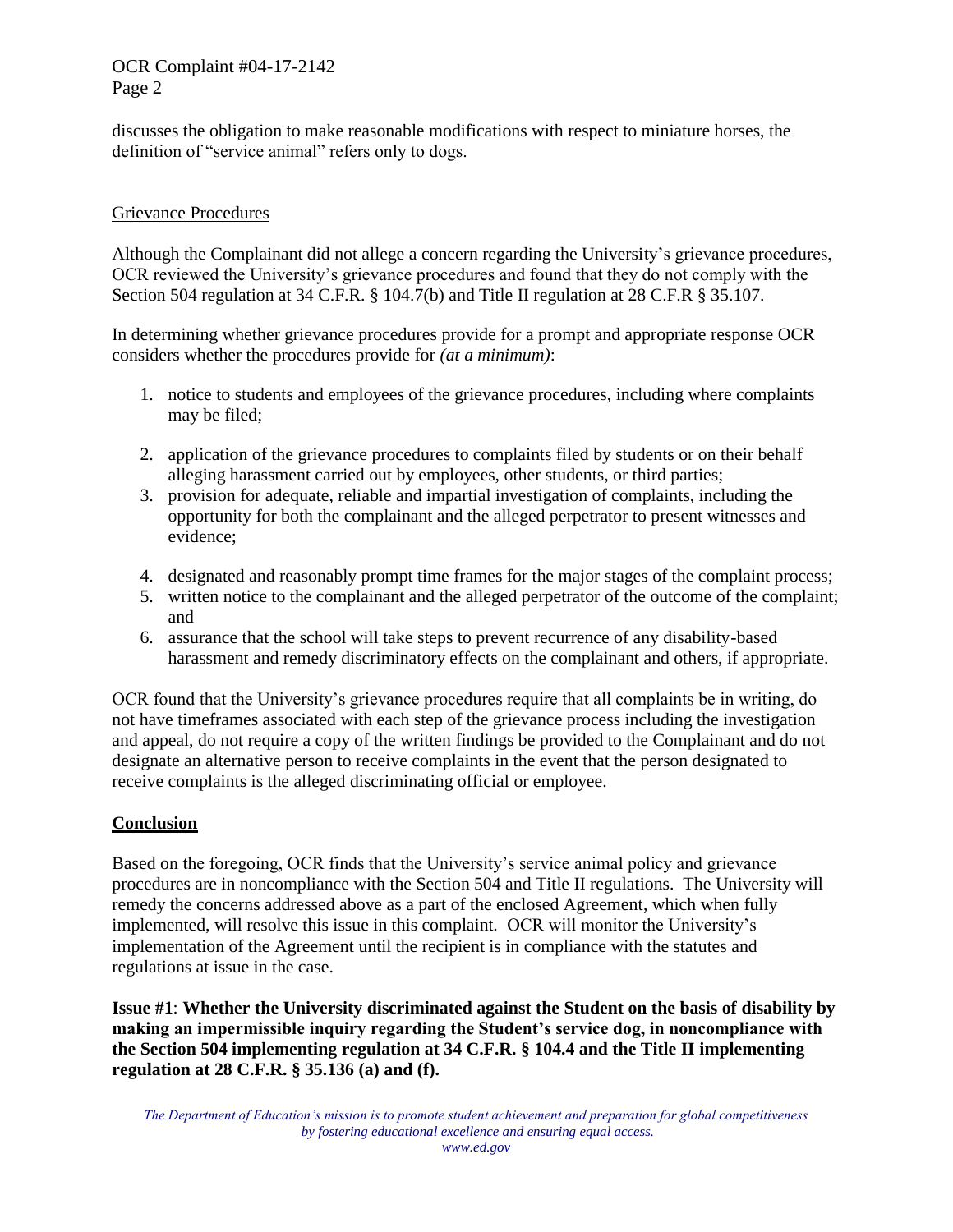discusses the obligation to make reasonable modifications with respect to miniature horses, the definition of "service animal" refers only to dogs.

Grievance Procedures

Although the Complainant did not allege a concern regarding the University's grievance procedures, OCR reviewed the University's grievance procedures and found that they do not comply with the Section 504 regulation at 34 C.F.R. § 104.7(b) and Title II regulation at 28 C.F.R § 35.107.

In determining whether grievance procedures provide for a prompt and appropriate response OCR considers whether the procedures provide for *(at a minimum)*:

1. notice to students and employees of the grievance procedures, including where complaints may be filed;
2. application of the grievance procedures to complaints filed by students or on their behalf alleging harassment carried out by employees, other students, or third parties;
3. provision for adequate, reliable and impartial investigation of complaints, including the opportunity for both the complainant and the alleged perpetrator to present witnesses and evidence;
4. designated and reasonably prompt time frames for the major stages of the complaint process;
5. written notice to the complainant and the alleged perpetrator of the outcome of the complaint; and
6. assurance that the school will take steps to prevent recurrence of any disability-based harassment and remedy discriminatory effects on the complainant and others, if appropriate.

OCR found that the University's grievance procedures require that all complaints be in writing, do not have timeframes associated with each step of the grievance process including the investigation and appeal, do not require a copy of the written findings be provided to the Complainant and do not designate an alternative person to receive complaints in the event that the person designated to receive complaints is the alleged discriminating official or employee.

## Conclusion

Based on the foregoing, OCR finds that the University's service animal policy and grievance procedures are in noncompliance with the Section 504 and Title II regulations. The University will remedy the concerns addressed above as a part of the enclosed Agreement, which when fully implemented, will resolve this issue in this complaint. OCR will monitor the University's implementation of the Agreement until the recipient is in compliance with the statutes and regulations at issue in the case.

**Issue #1**: **Whether the University discriminated against the Student on the basis of disability by making an impermissible inquiry regarding the Student's service dog, in noncompliance with the Section 504 implementing regulation at 34 C.F.R. § 104.4 and the Title II implementing regulation at 28 C.F.R. § 35.136 (a) and (f).**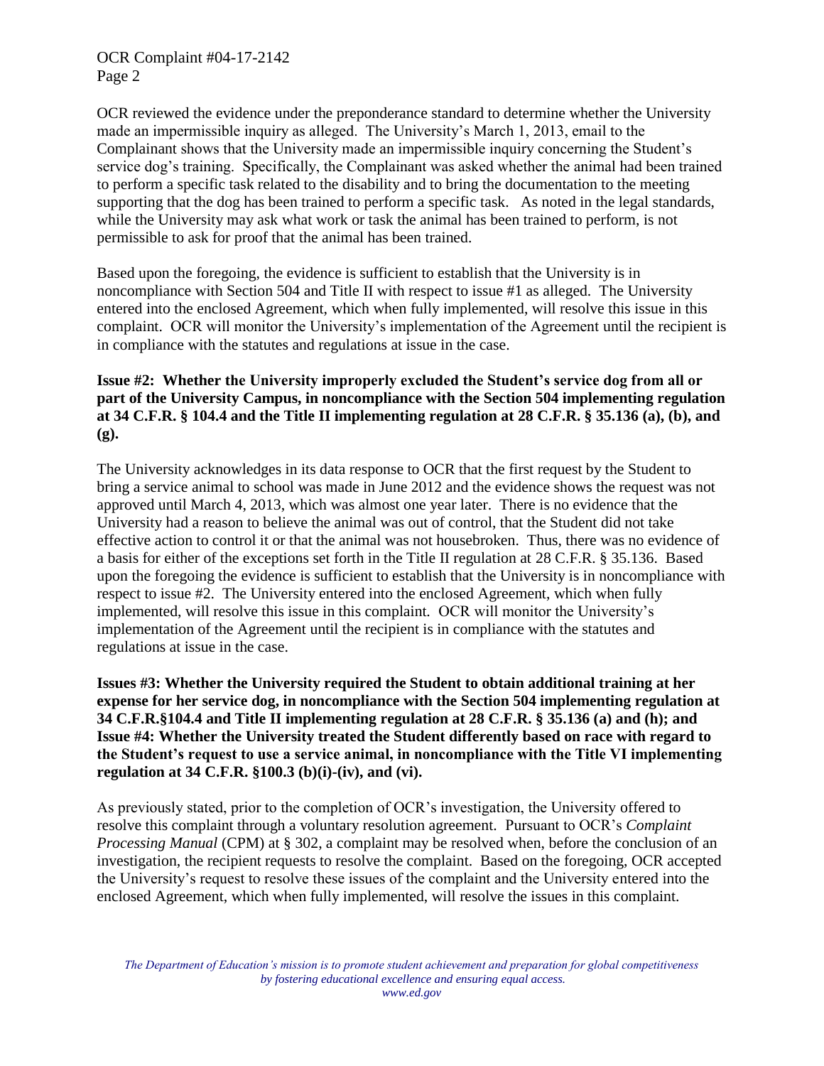OCR reviewed the evidence under the preponderance standard to determine whether the University made an impermissible inquiry as alleged. The University's March 1, 2013, email to the Complainant shows that the University made an impermissible inquiry concerning the Student's service dog's training. Specifically, the Complainant was asked whether the animal had been trained to perform a specific task related to the disability and to bring the documentation to the meeting supporting that the dog has been trained to perform a specific task. As noted in the legal standards, while the University may ask what work or task the animal has been trained to perform, is not permissible to ask for proof that the animal has been trained.

Based upon the foregoing, the evidence is sufficient to establish that the University is in noncompliance with Section 504 and Title II with respect to issue #1 as alleged. The University entered into the enclosed Agreement, which when fully implemented, will resolve this issue in this complaint. OCR will monitor the University's implementation of the Agreement until the recipient is in compliance with the statutes and regulations at issue in the case.

**Issue #2: Whether the University improperly excluded the Student's service dog from all or part of the University Campus, in noncompliance with the Section 504 implementing regulation at 34 C.F.R. § 104.4 and the Title II implementing regulation at 28 C.F.R. § 35.136 (a), (b), and (g).**

The University acknowledges in its data response to OCR that the first request by the Student to bring a service animal to school was made in June 2012 and the evidence shows the request was not approved until March 4, 2013, which was almost one year later. There is no evidence that the University had a reason to believe the animal was out of control, that the Student did not take effective action to control it or that the animal was not housebroken. Thus, there was no evidence of a basis for either of the exceptions set forth in the Title II regulation at 28 C.F.R. § 35.136. Based upon the foregoing the evidence is sufficient to establish that the University is in noncompliance with respect to issue #2. The University entered into the enclosed Agreement, which when fully implemented, will resolve this issue in this complaint. OCR will monitor the University's implementation of the Agreement until the recipient is in compliance with the statutes and regulations at issue in the case.

**Issues #3: Whether the University required the Student to obtain additional training at her expense for her service dog, in noncompliance with the Section 504 implementing regulation at 34 C.F.R.§104.4 and Title II implementing regulation at 28 C.F.R. § 35.136 (a) and (h); and Issue #4: Whether the University treated the Student differently based on race with regard to the Student's request to use a service animal, in noncompliance with the Title VI implementing regulation at 34 C.F.R. §100.3 (b)(i)-(iv), and (vi).**

As previously stated, prior to the completion of OCR's investigation, the University offered to resolve this complaint through a voluntary resolution agreement. Pursuant to OCR's *Complaint Processing Manual* (CPM) at § 302, a complaint may be resolved when, before the conclusion of an investigation, the recipient requests to resolve the complaint. Based on the foregoing, OCR accepted the University's request to resolve these issues of the complaint and the University entered into the enclosed Agreement, which when fully implemented, will resolve the issues in this complaint.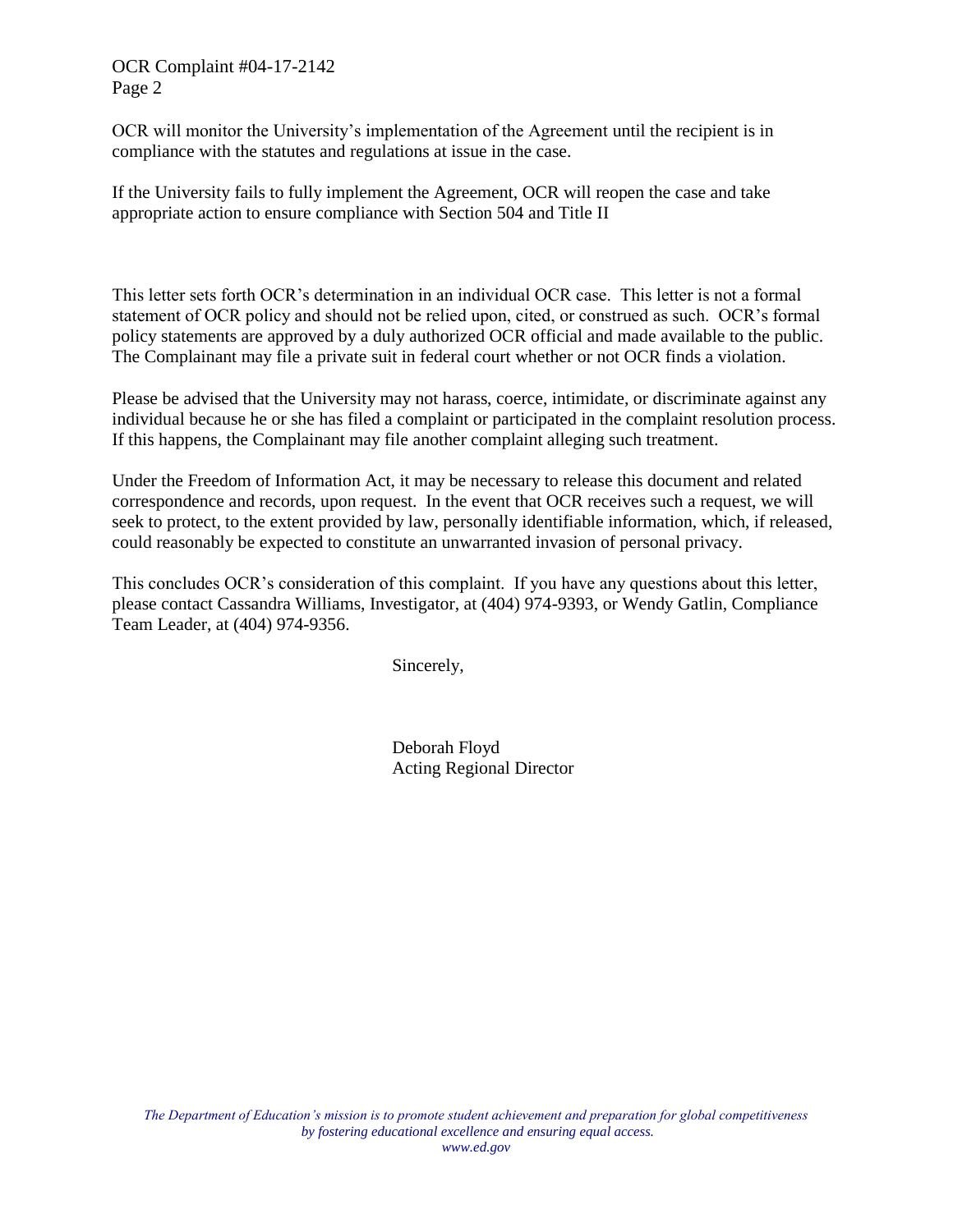OCR will monitor the University's implementation of the Agreement until the recipient is in compliance with the statutes and regulations at issue in the case.

If the University fails to fully implement the Agreement, OCR will reopen the case and take appropriate action to ensure compliance with Section 504 and Title II

This letter sets forth OCR's determination in an individual OCR case. This letter is not a formal statement of OCR policy and should not be relied upon, cited, or construed as such. OCR's formal policy statements are approved by a duly authorized OCR official and made available to the public. The Complainant may file a private suit in federal court whether or not OCR finds a violation.

Please be advised that the University may not harass, coerce, intimidate, or discriminate against any individual because he or she has filed a complaint or participated in the complaint resolution process. If this happens, the Complainant may file another complaint alleging such treatment.

Under the Freedom of Information Act, it may be necessary to release this document and related correspondence and records, upon request. In the event that OCR receives such a request, we will seek to protect, to the extent provided by law, personally identifiable information, which, if released, could reasonably be expected to constitute an unwarranted invasion of personal privacy.

This concludes OCR's consideration of this complaint. If you have any questions about this letter, please contact Cassandra Williams, Investigator, at (404) 974-9393, or Wendy Gatlin, Compliance Team Leader, at (404) 974-9356.

Sincerely,

Deborah Floyd
Acting Regional Director